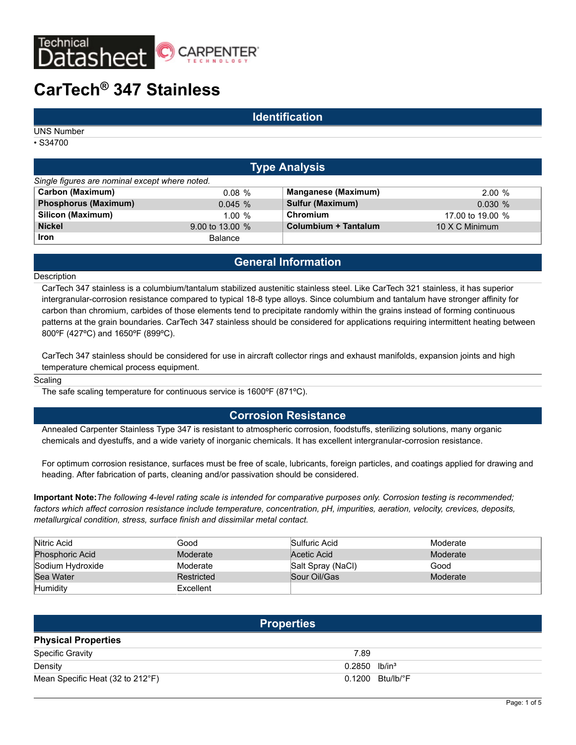Technical Datasheet CARPENTER TECHNOLOGY

# CarTech® 347 Stainless

## Identification

UNS Number

- S34700

## Type Analysis

*Single figures are nominal except where noted.*

| | | | |
|---|---|---|---|
| **Carbon (Maximum)** | 0.08 % | **Manganese (Maximum)** | 2.00 % |
| **Phosphorus (Maximum)** | 0.045 % | **Sulfur (Maximum)** | 0.030 % |
| **Silicon (Maximum)** | 1.00 % | **Chromium** | 17.00 to 19.00 % |
| **Nickel** | 9.00 to 13.00 % | **Columbium + Tantalum** | 10 X C Minimum |
| **Iron** | Balance | | |

## General Information

Description

CarTech 347 stainless is a columbium/tantalum stabilized austenitic stainless steel. Like CarTech 321 stainless, it has superior intergranular-corrosion resistance compared to typical 18-8 type alloys. Since columbium and tantalum have stronger affinity for carbon than chromium, carbides of those elements tend to precipitate randomly within the grains instead of forming continuous patterns at the grain boundaries. CarTech 347 stainless should be considered for applications requiring intermittent heating between 800ºF (427ºC) and 1650ºF (899ºC).

CarTech 347 stainless should be considered for use in aircraft collector rings and exhaust manifolds, expansion joints and high temperature chemical process equipment.

Scaling

The safe scaling temperature for continuous service is 1600ºF (871ºC).

## Corrosion Resistance

Annealed Carpenter Stainless Type 347 is resistant to atmospheric corrosion, foodstuffs, sterilizing solutions, many organic chemicals and dyestuffs, and a wide variety of inorganic chemicals. It has excellent intergranular-corrosion resistance.

For optimum corrosion resistance, surfaces must be free of scale, lubricants, foreign particles, and coatings applied for drawing and heading. After fabrication of parts, cleaning and/or passivation should be considered.

**Important Note:** *The following 4-level rating scale is intended for comparative purposes only. Corrosion testing is recommended; factors which affect corrosion resistance include temperature, concentration, pH, impurities, aeration, velocity, crevices, deposits, metallurgical condition, stress, surface finish and dissimilar metal contact.*

| | | | |
|---|---|---|---|
| Nitric Acid | Good | Sulfuric Acid | Moderate |
| Phosphoric Acid | Moderate | Acetic Acid | Moderate |
| Sodium Hydroxide | Moderate | Salt Spray (NaCl) | Good |
| Sea Water | Restricted | Sour Oil/Gas | Moderate |
| Humidity | Excellent | | |

## Properties

### Physical Properties

| | |
|---|---|
| Specific Gravity | 7.89 |
| Density | 0.2850 lb/in³ |
| Mean Specific Heat (32 to 212°F) | 0.1200 Btu/lb/°F |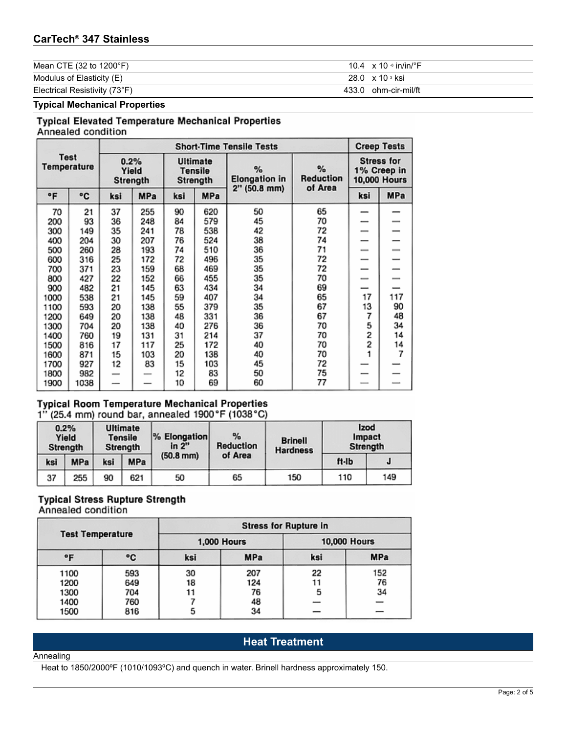| | |
|---|---|
| Mean CTE (32 to 1200°F) | 10.4 x $10^{-6}$ in/in/°F |
| Modulus of Elasticity (E) | 28.0 x $10^{3}$ ksi |
| Electrical Resistivity (73°F) | 433.0 ohm-cir-mil/ft |

### Typical Mechanical Properties

**Typical Elevated Temperature Mechanical Properties**
Annealed condition

| Test Temperature | | Short-Time Tensile Tests | | | | | | Creep Tests | |
|---|---|---|---|---|---|---|---|---|---|
| | | 0.2% Yield Strength | | Ultimate Tensile Strength | | % Elongation in 2" (50.8 mm) | % Reduction of Area | Stress for 1% Creep in 10,000 Hours | |
| °F | °C | ksi | MPa | ksi | MPa | | | ksi | MPa |
| 70 | 21 | 37 | 255 | 90 | 620 | 50 | 65 | — | — |
| 200 | 93 | 36 | 248 | 84 | 579 | 45 | 70 | — | — |
| 300 | 149 | 35 | 241 | 78 | 538 | 42 | 72 | — | — |
| 400 | 204 | 30 | 207 | 76 | 524 | 38 | 74 | — | — |
| 500 | 260 | 28 | 193 | 74 | 510 | 36 | 71 | — | — |
| 600 | 316 | 25 | 172 | 72 | 496 | 35 | 72 | — | — |
| 700 | 371 | 23 | 159 | 68 | 469 | 35 | 72 | — | — |
| 800 | 427 | 22 | 152 | 66 | 455 | 35 | 70 | — | — |
| 900 | 482 | 21 | 145 | 63 | 434 | 34 | 69 | — | — |
| 1000 | 538 | 21 | 145 | 59 | 407 | 34 | 65 | 17 | 117 |
| 1100 | 593 | 20 | 138 | 55 | 379 | 35 | 67 | 13 | 90 |
| 1200 | 649 | 20 | 138 | 48 | 331 | 36 | 67 | 7 | 48 |
| 1300 | 704 | 20 | 138 | 40 | 276 | 36 | 70 | 5 | 34 |
| 1400 | 760 | 19 | 131 | 31 | 214 | 37 | 70 | 2 | 14 |
| 1500 | 816 | 17 | 117 | 25 | 172 | 40 | 70 | 2 | 14 |
| 1600 | 871 | 15 | 103 | 20 | 138 | 40 | 70 | 1 | 7 |
| 1700 | 927 | 12 | 83 | 15 | 103 | 45 | 72 | — | — |
| 1800 | 982 | — | — | 12 | 83 | 50 | 75 | — | — |
| 1900 | 1038 | — | — | 10 | 69 | 60 | 77 | — | — |

**Typical Room Temperature Mechanical Properties**
1" (25.4 mm) round bar, annealed 1900°F (1038°C)

| 0.2% Yield Strength | | Ultimate Tensile Strength | | % Elongation in 2" (50.8 mm) | % Reduction of Area | Brinell Hardness | Izod Impact Strength | |
|---|---|---|---|---|---|---|---|---|
| ksi | MPa | ksi | MPa | | | | ft-lb | J |
| 37 | 255 | 90 | 621 | 50 | 65 | 150 | 110 | 149 |

**Typical Stress Rupture Strength**
Annealed condition

| Test Temperature | | Stress for Rupture In | | | |
|---|---|---|---|---|---|
| | | 1,000 Hours | | 10,000 Hours | |
| °F | °C | ksi | MPa | ksi | MPa |
| 1100 | 593 | 30 | 207 | 22 | 152 |
| 1200 | 649 | 18 | 124 | 11 | 76 |
| 1300 | 704 | 11 | 76 | 5 | 34 |
| 1400 | 760 | 7 | 48 | — | — |
| 1500 | 816 | 5 | 34 | — | — |

## Heat Treatment

Annealing

Heat to 1850/2000ºF (1010/1093ºC) and quench in water. Brinell hardness approximately 150.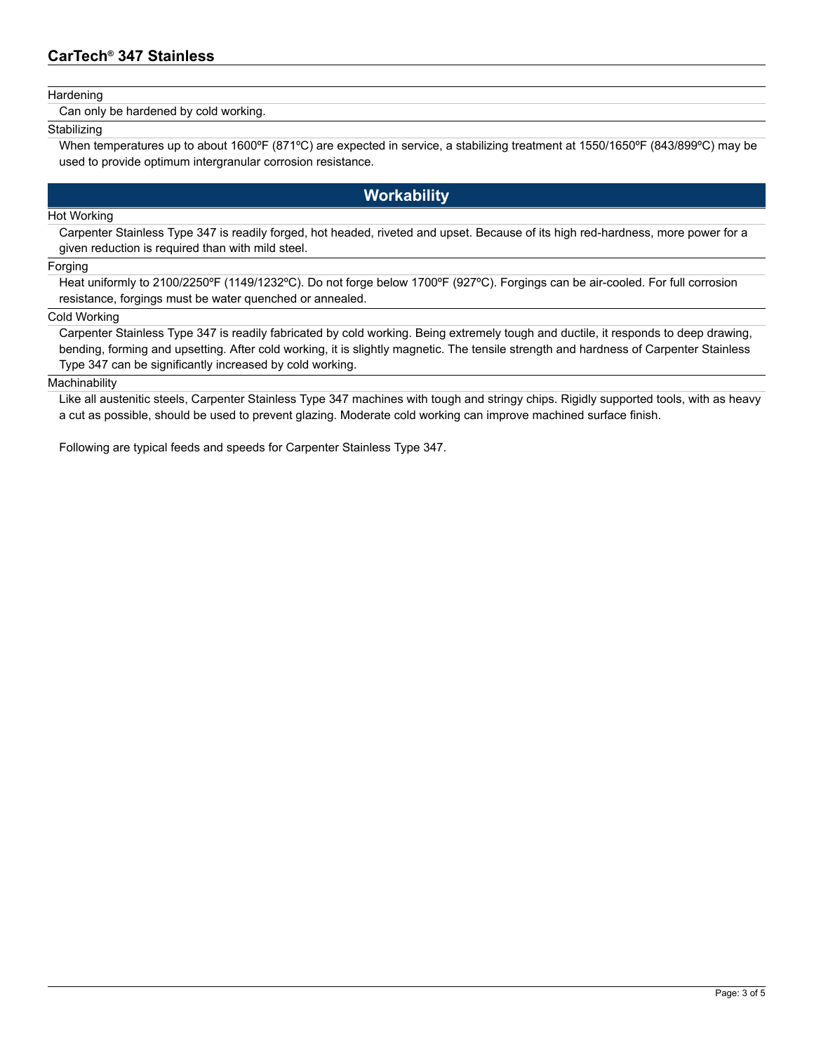### Hardening

Can only be hardened by cold working.

### Stabilizing

When temperatures up to about 1600ºF (871ºC) are expected in service, a stabilizing treatment at 1550/1650ºF (843/899ºC) may be used to provide optimum intergranular corrosion resistance.

## Workability

### Hot Working

Carpenter Stainless Type 347 is readily forged, hot headed, riveted and upset. Because of its high red-hardness, more power for a given reduction is required than with mild steel.

### Forging

Heat uniformly to 2100/2250ºF (1149/1232ºC). Do not forge below 1700ºF (927ºC). Forgings can be air-cooled. For full corrosion resistance, forgings must be water quenched or annealed.

### Cold Working

Carpenter Stainless Type 347 is readily fabricated by cold working. Being extremely tough and ductile, it responds to deep drawing, bending, forming and upsetting. After cold working, it is slightly magnetic. The tensile strength and hardness of Carpenter Stainless Type 347 can be significantly increased by cold working.

### Machinability

Like all austenitic steels, Carpenter Stainless Type 347 machines with tough and stringy chips. Rigidly supported tools, with as heavy a cut as possible, should be used to prevent glazing. Moderate cold working can improve machined surface finish.

Following are typical feeds and speeds for Carpenter Stainless Type 347.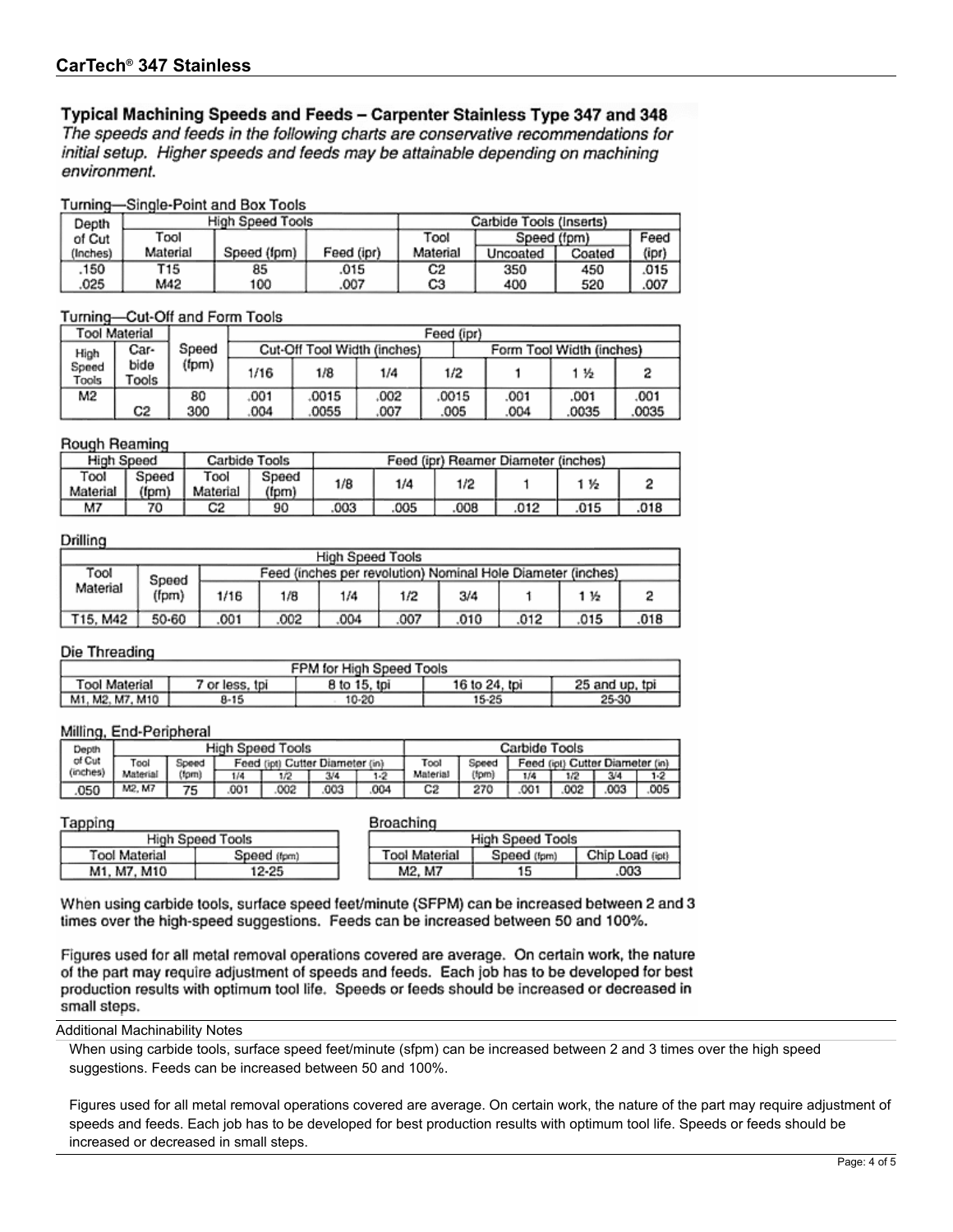## CarTech® 347 Stainless

### Typical Machining Speeds and Feeds – Carpenter Stainless Type 347 and 348

*The speeds and feeds in the following charts are conservative recommendations for initial setup. Higher speeds and feeds may be attainable depending on machining environment.*

**Turning—Single-Point and Box Tools**

| Depth of Cut (Inches) | High Speed Tools | | | Carbide Tools (Inserts) | | | |
|---|---|---|---|---|---|---|---|
| | Tool Material | Speed (fpm) | Feed (ipr) | Tool Material | Speed (fpm) Uncoated | Speed (fpm) Coated | Feed (ipr) |
| .150 | T15 | 85 | .015 | C2 | 350 | 450 | .015 |
| .025 | M42 | 100 | .007 | C3 | 400 | 520 | .007 |

**Turning—Cut-Off and Form Tools**

| Tool Material | | Speed (fpm) | Feed (ipr) | | | | | | |
|---|---|---|---|---|---|---|---|---|---|
| High Speed Tools | Carbide Tools | | Cut-Off Tool Width (inches) | | | Form Tool Width (inches) | | | |
| | | | 1/16 | 1/8 | 1/4 | 1/2 | 1 | 1 ½ | 2 |
| M2 | | 80 | .001 | .0015 | .002 | .0015 | .001 | .001 | .001 |
| | C2 | 300 | .004 | .0055 | .007 | .005 | .004 | .0035 | .0035 |

**Rough Reaming**

| High Speed | | Carbide Tools | | Feed (ipr) Reamer Diameter (inches) | | | | | |
|---|---|---|---|---|---|---|---|---|---|
| Tool Material | Speed (fpm) | Tool Material | Speed (fpm) | 1/8 | 1/4 | 1/2 | 1 | 1 ½ | 2 |
| M7 | 70 | C2 | 90 | .003 | .005 | .008 | .012 | .015 | .018 |

**Drilling**

| High Speed Tools | | | | | | | | | |
|---|---|---|---|---|---|---|---|---|---|
| Tool Material | Speed (fpm) | Feed (inches per revolution) Nominal Hole Diameter (inches) | | | | | | | |
| | | 1/16 | 1/8 | 1/4 | 1/2 | 3/4 | 1 | 1 ½ | 2 |
| T15, M42 | 50-60 | .001 | .002 | .004 | .007 | .010 | .012 | .015 | .018 |

**Die Threading**

| FPM for High Speed Tools | | | | |
|---|---|---|---|---|
| Tool Material | 7 or less, tpi | 8 to 15, tpi | 16 to 24, tpi | 25 and up, tpi |
| M1, M2, M7, M10 | 8-15 | 10-20 | 15-25 | 25-30 |

**Milling, End-Peripheral**

| Depth of Cut (inches) | High Speed Tools | | | | | | Carbide Tools | | | | | |
|---|---|---|---|---|---|---|---|---|---|---|---|---|
| | Tool Material | Speed (fpm) | Feed (ipt) Cutter Diameter (in) | | | | Tool Material | Speed (fpm) | Feed (ipt) Cutter Diameter (in) | | | |
| | | | 1/4 | 1/2 | 3/4 | 1-2 | | | 1/4 | 1/2 | 3/4 | 1-2 |
| .050 | M2, M7 | 75 | .001 | .002 | .003 | .004 | C2 | 270 | .001 | .002 | .003 | .005 |

**Tapping**

| High Speed Tools | |
|---|---|
| Tool Material | Speed (fpm) |
| M1, M7, M10 | 12-25 |

**Broaching**

| High Speed Tools | | |
|---|---|---|
| Tool Material | Speed (fpm) | Chip Load (ipt) |
| M2, M7 | 15 | .003 |

When using carbide tools, surface speed feet/minute (SFPM) can be increased between 2 and 3 times over the high-speed suggestions. Feeds can be increased between 50 and 100%.

Figures used for all metal removal operations covered are average. On certain work, the nature of the part may require adjustment of speeds and feeds. Each job has to be developed for best production results with optimum tool life. Speeds or feeds should be increased or decreased in small steps.

### Additional Machinability Notes

When using carbide tools, surface speed feet/minute (sfpm) can be increased between 2 and 3 times over the high speed suggestions. Feeds can be increased between 50 and 100%.

Figures used for all metal removal operations covered are average. On certain work, the nature of the part may require adjustment of speeds and feeds. Each job has to be developed for best production results with optimum tool life. Speeds or feeds should be increased or decreased in small steps.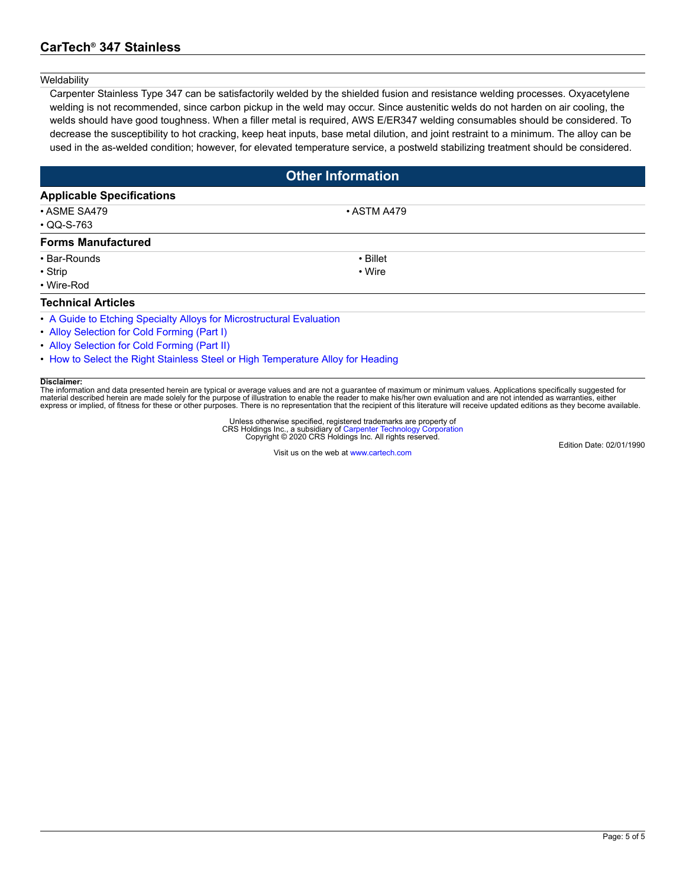### Weldability

Carpenter Stainless Type 347 can be satisfactorily welded by the shielded fusion and resistance welding processes. Oxyacetylene welding is not recommended, since carbon pickup in the weld may occur. Since austenitic welds do not harden on air cooling, the welds should have good toughness. When a filler metal is required, AWS E/ER347 welding consumables should be considered. To decrease the susceptibility to hot cracking, keep heat inputs, base metal dilution, and joint restraint to a minimum. The alloy can be used in the as-welded condition; however, for elevated temperature service, a postweld stabilizing treatment should be considered.

## Other Information

### Applicable Specifications

- ASME SA479
- ASTM A479
- QQ-S-763

### Forms Manufactured

- Bar-Rounds
- Billet
- Strip
- Wire
- Wire-Rod

### Technical Articles

- A Guide to Etching Specialty Alloys for Microstructural Evaluation
- Alloy Selection for Cold Forming (Part I)
- Alloy Selection for Cold Forming (Part II)
- How to Select the Right Stainless Steel or High Temperature Alloy for Heading

**Disclaimer:**
The information and data presented herein are typical or average values and are not a guarantee of maximum or minimum values. Applications specifically suggested for material described herein are made solely for the purpose of illustration to enable the reader to make his/her own evaluation and are not intended as warranties, either express or implied, of fitness for these or other purposes. There is no representation that the recipient of this literature will receive updated editions as they become available.

Unless otherwise specified, registered trademarks are property of
CRS Holdings Inc., a subsidiary of Carpenter Technology Corporation
Copyright © 2020 CRS Holdings Inc. All rights reserved.

Edition Date: 02/01/1990

Visit us on the web at www.cartech.com